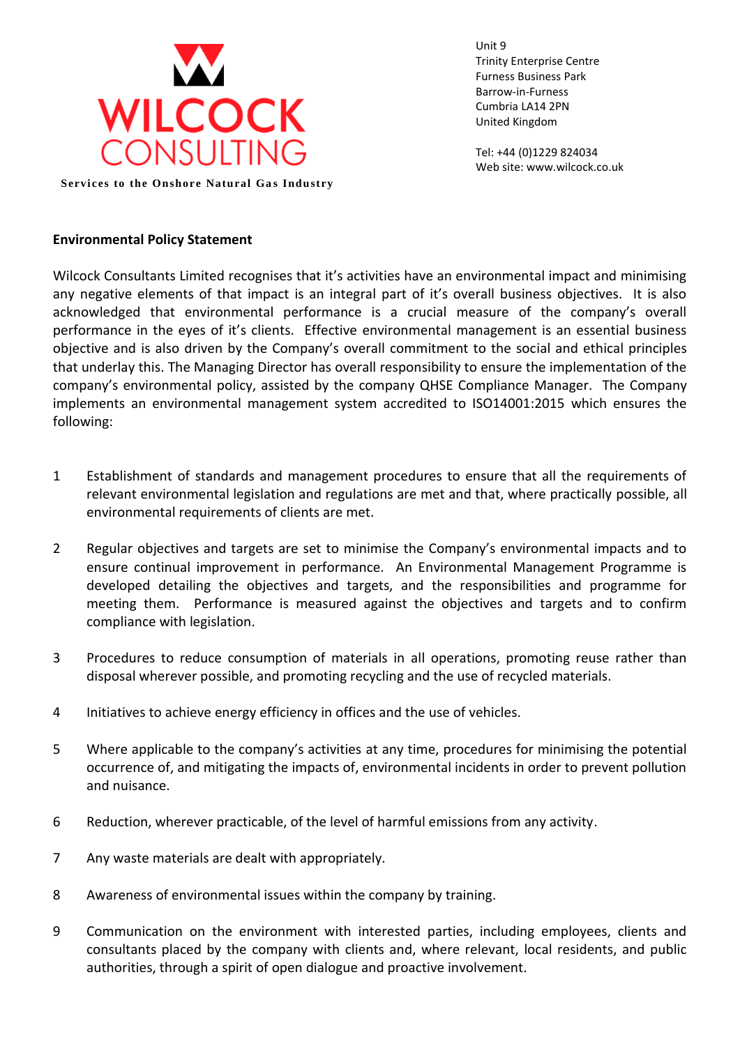**WILCOCK CONSULTING**

**Services to the Onshore Natural Gas Industry**

Unit 9
Trinity Enterprise Centre
Furness Business Park
Barrow-in-Furness
Cumbria LA14 2PN
United Kingdom

Tel: +44 (0)1229 824034
Web site: www.wilcock.co.uk

**Environmental Policy Statement**

Wilcock Consultants Limited recognises that it's activities have an environmental impact and minimising any negative elements of that impact is an integral part of it's overall business objectives. It is also acknowledged that environmental performance is a crucial measure of the company's overall performance in the eyes of it's clients. Effective environmental management is an essential business objective and is also driven by the Company's overall commitment to the social and ethical principles that underlay this. The Managing Director has overall responsibility to ensure the implementation of the company's environmental policy, assisted by the company QHSE Compliance Manager. The Company implements an environmental management system accredited to ISO14001:2015 which ensures the following:

1. Establishment of standards and management procedures to ensure that all the requirements of relevant environmental legislation and regulations are met and that, where practically possible, all environmental requirements of clients are met.

2. Regular objectives and targets are set to minimise the Company's environmental impacts and to ensure continual improvement in performance. An Environmental Management Programme is developed detailing the objectives and targets, and the responsibilities and programme for meeting them. Performance is measured against the objectives and targets and to confirm compliance with legislation.

3. Procedures to reduce consumption of materials in all operations, promoting reuse rather than disposal wherever possible, and promoting recycling and the use of recycled materials.

4. Initiatives to achieve energy efficiency in offices and the use of vehicles.

5. Where applicable to the company's activities at any time, procedures for minimising the potential occurrence of, and mitigating the impacts of, environmental incidents in order to prevent pollution and nuisance.

6. Reduction, wherever practicable, of the level of harmful emissions from any activity.

7. Any waste materials are dealt with appropriately.

8. Awareness of environmental issues within the company by training.

9. Communication on the environment with interested parties, including employees, clients and consultants placed by the company with clients and, where relevant, local residents, and public authorities, through a spirit of open dialogue and proactive involvement.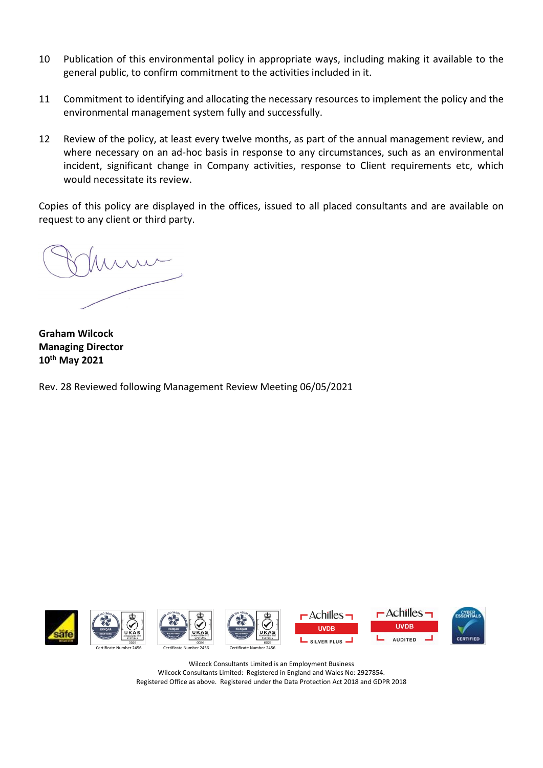10 Publication of this environmental policy in appropriate ways, including making it available to the general public, to confirm commitment to the activities included in it.

11 Commitment to identifying and allocating the necessary resources to implement the policy and the environmental management system fully and successfully.

12 Review of the policy, at least every twelve months, as part of the annual management review, and where necessary on an ad-hoc basis in response to any circumstances, such as an environmental incident, significant change in Company activities, response to Client requirements etc, which would necessitate its review.

Copies of this policy are displayed in the offices, issued to all placed consultants and are available on request to any client or third party.

**Graham Wilcock**
**Managing Director**
**10th May 2021**

Rev. 28 Reviewed following Management Review Meeting 06/05/2021

Certificate Number 2456

Certificate Number 2456

Certificate Number 2456

Wilcock Consultants Limited is an Employment Business
Wilcock Consultants Limited: Registered in England and Wales No: 2927854.
Registered Office as above. Registered under the Data Protection Act 2018 and GDPR 2018